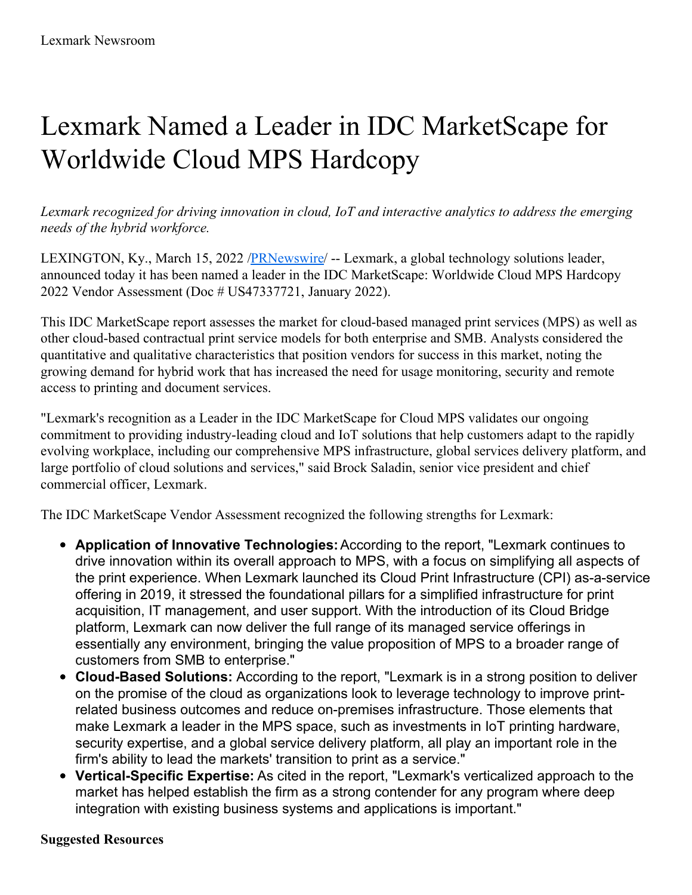Lexmark Newsroom

# Lexmark Named a Leader in IDC MarketScape for Worldwide Cloud MPS Hardcopy

*Lexmark recognized for driving innovation in cloud, IoT and interactive analytics to address the emerging needs of the hybrid workforce.*

LEXINGTON, Ky., March 15, 2022 /PRNewswire/ -- Lexmark, a global technology solutions leader, announced today it has been named a leader in the IDC MarketScape: Worldwide Cloud MPS Hardcopy 2022 Vendor Assessment (Doc # US47337721, January 2022).

This IDC MarketScape report assesses the market for cloud-based managed print services (MPS) as well as other cloud-based contractual print service models for both enterprise and SMB. Analysts considered the quantitative and qualitative characteristics that position vendors for success in this market, noting the growing demand for hybrid work that has increased the need for usage monitoring, security and remote access to printing and document services.

"Lexmark's recognition as a Leader in the IDC MarketScape for Cloud MPS validates our ongoing commitment to providing industry-leading cloud and IoT solutions that help customers adapt to the rapidly evolving workplace, including our comprehensive MPS infrastructure, global services delivery platform, and large portfolio of cloud solutions and services," said Brock Saladin, senior vice president and chief commercial officer, Lexmark.

The IDC MarketScape Vendor Assessment recognized the following strengths for Lexmark:

- **Application of Innovative Technologies:** According to the report, "Lexmark continues to drive innovation within its overall approach to MPS, with a focus on simplifying all aspects of the print experience. When Lexmark launched its Cloud Print Infrastructure (CPI) as-a-service offering in 2019, it stressed the foundational pillars for a simplified infrastructure for print acquisition, IT management, and user support. With the introduction of its Cloud Bridge platform, Lexmark can now deliver the full range of its managed service offerings in essentially any environment, bringing the value proposition of MPS to a broader range of customers from SMB to enterprise."
- **Cloud-Based Solutions:** According to the report, "Lexmark is in a strong position to deliver on the promise of the cloud as organizations look to leverage technology to improve print-related business outcomes and reduce on-premises infrastructure. Those elements that make Lexmark a leader in the MPS space, such as investments in IoT printing hardware, security expertise, and a global service delivery platform, all play an important role in the firm's ability to lead the markets' transition to print as a service."
- **Vertical-Specific Expertise:** As cited in the report, "Lexmark's verticalized approach to the market has helped establish the firm as a strong contender for any program where deep integration with existing business systems and applications is important."

**Suggested Resources**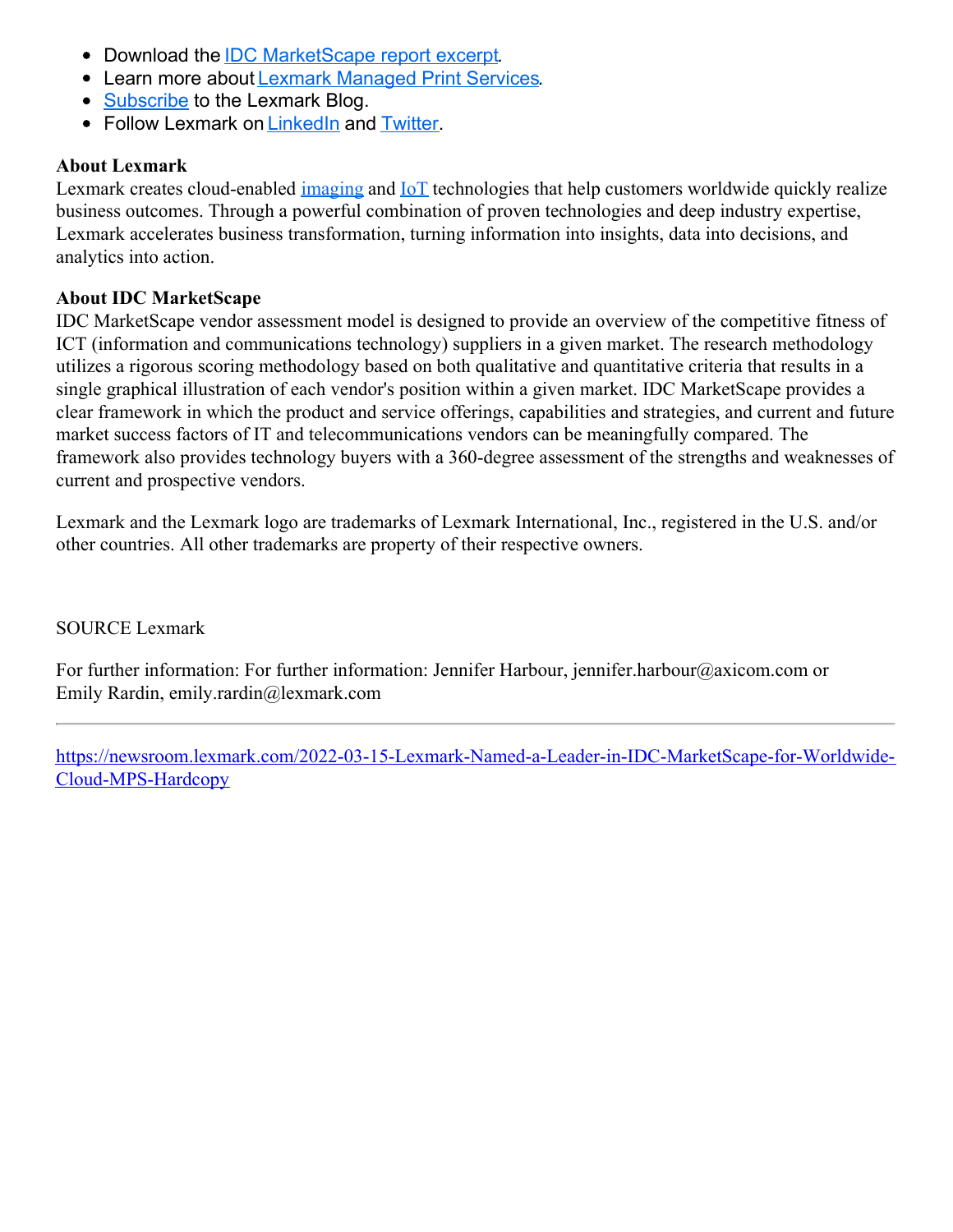- Download the [IDC MarketScape report excerpt](#).
- Learn more about [Lexmark Managed Print Services](#).
- [Subscribe](#) to the Lexmark Blog.
- Follow Lexmark on [LinkedIn](#) and [Twitter](#).

**About Lexmark**
Lexmark creates cloud-enabled [imaging](#) and [IoT](#) technologies that help customers worldwide quickly realize business outcomes. Through a powerful combination of proven technologies and deep industry expertise, Lexmark accelerates business transformation, turning information into insights, data into decisions, and analytics into action.

**About IDC MarketScape**
IDC MarketScape vendor assessment model is designed to provide an overview of the competitive fitness of ICT (information and communications technology) suppliers in a given market. The research methodology utilizes a rigorous scoring methodology based on both qualitative and quantitative criteria that results in a single graphical illustration of each vendor's position within a given market. IDC MarketScape provides a clear framework in which the product and service offerings, capabilities and strategies, and current and future market success factors of IT and telecommunications vendors can be meaningfully compared. The framework also provides technology buyers with a 360-degree assessment of the strengths and weaknesses of current and prospective vendors.

Lexmark and the Lexmark logo are trademarks of Lexmark International, Inc., registered in the U.S. and/or other countries. All other trademarks are property of their respective owners.

SOURCE Lexmark

For further information: For further information: Jennifer Harbour, jennifer.harbour@axicom.com or Emily Rardin, emily.rardin@lexmark.com

---

https://newsroom.lexmark.com/2022-03-15-Lexmark-Named-a-Leader-in-IDC-MarketScape-for-Worldwide-Cloud-MPS-Hardcopy